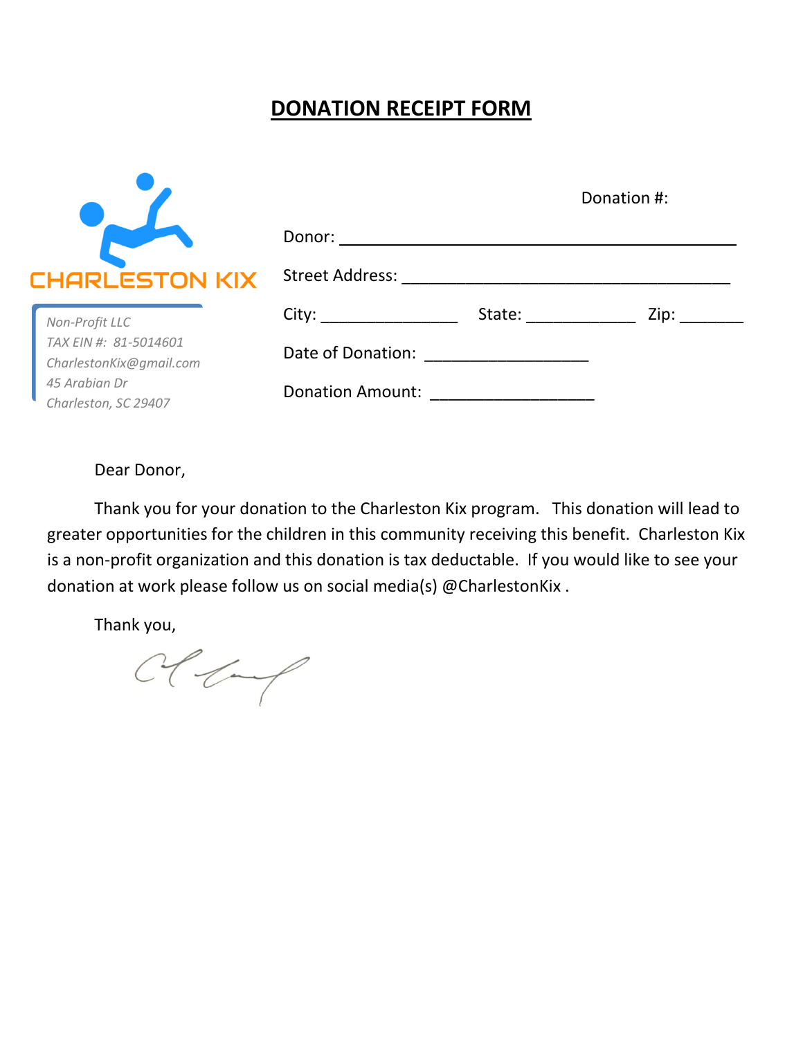# DONATION RECEIPT FORM

CHARLESTON KIX

*Non-Profit LLC*
*TAX EIN #: 81-5014601*
*CharlestonKix@gmail.com*
*45 Arabian Dr*
*Charleston, SC 29407*

Donation #:

Donor: ____________________________________________

Street Address: ____________________________________

City: _______________ State: ____________ Zip: _______

Date of Donation: __________________

Donation Amount: __________________

Dear Donor,

Thank you for your donation to the Charleston Kix program. This donation will lead to greater opportunities for the children in this community receiving this benefit. Charleston Kix is a non-profit organization and this donation is tax deductable. If you would like to see your donation at work please follow us on social media(s) @CharlestonKix .

Thank you,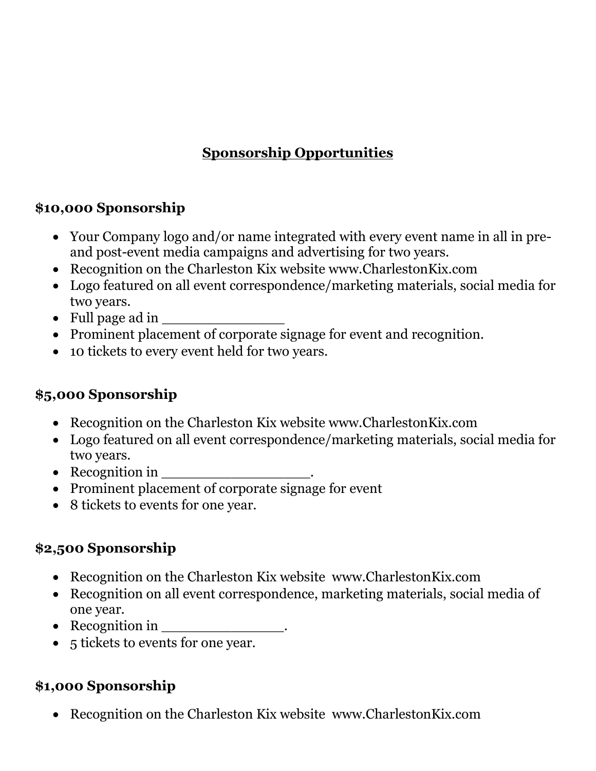# Sponsorship Opportunities

## $10,000 Sponsorship

- Your Company logo and/or name integrated with every event name in all in pre- and post-event media campaigns and advertising for two years.
- Recognition on the Charleston Kix website www.CharlestonKix.com
- Logo featured on all event correspondence/marketing materials, social media for two years.
- Full page ad in _______________
- Prominent placement of corporate signage for event and recognition.
- 10 tickets to every event held for two years.

## $5,000 Sponsorship

- Recognition on the Charleston Kix website www.CharlestonKix.com
- Logo featured on all event correspondence/marketing materials, social media for two years.
- Recognition in __________________.
- Prominent placement of corporate signage for event
- 8 tickets to events for one year.

## $2,500 Sponsorship

- Recognition on the Charleston Kix website www.CharlestonKix.com
- Recognition on all event correspondence, marketing materials, social media of one year.
- Recognition in _______________.
- 5 tickets to events for one year.

## $1,000 Sponsorship

- Recognition on the Charleston Kix website www.CharlestonKix.com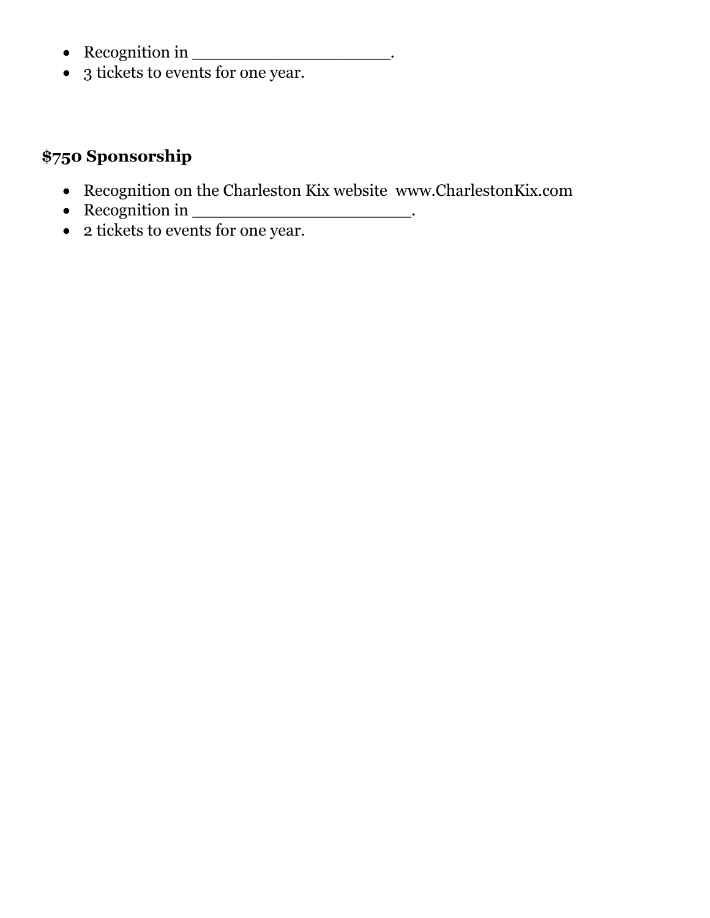- Recognition in ___________________.
- 3 tickets to events for one year.

**$750 Sponsorship**

- Recognition on the Charleston Kix website  www.CharlestonKix.com
- Recognition in _____________________.
- 2 tickets to events for one year.